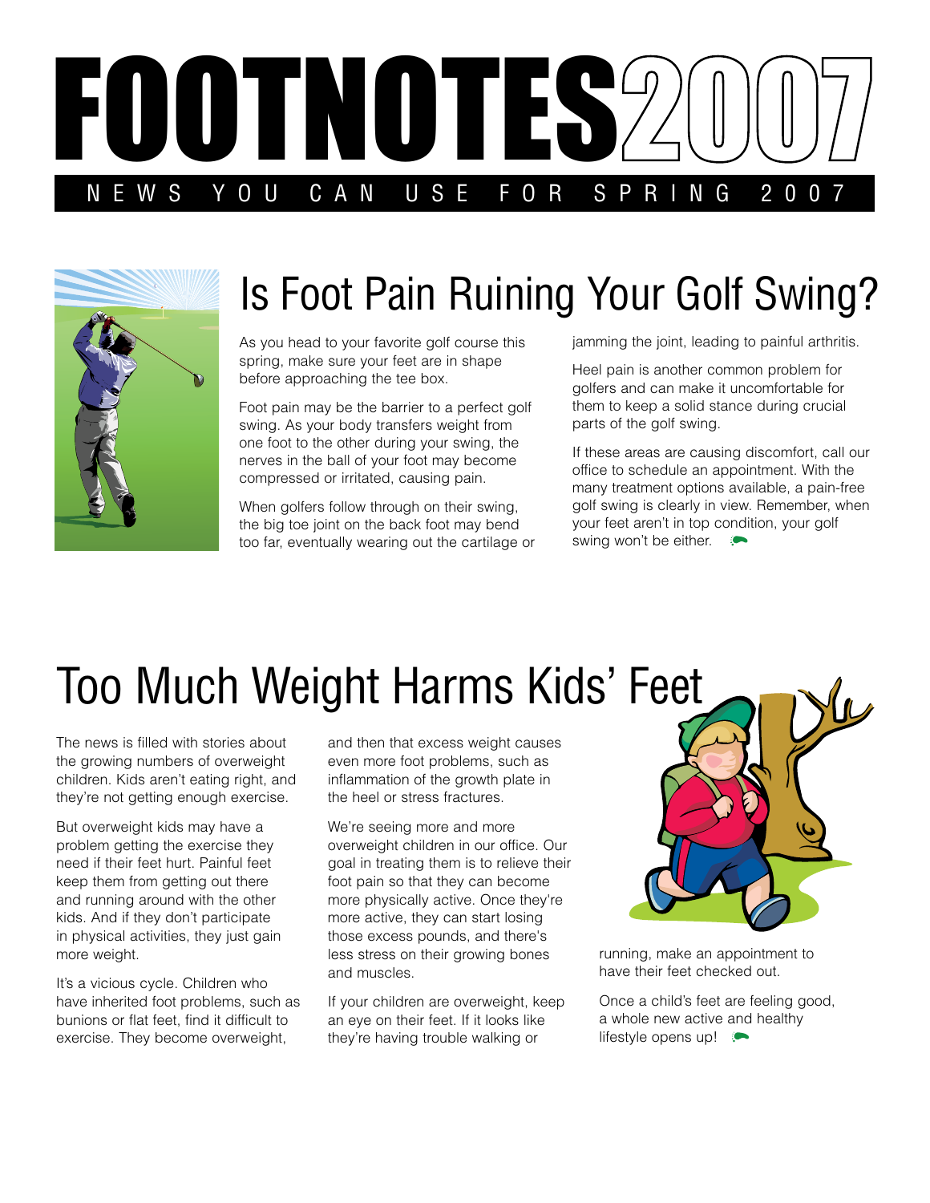# FOOTNOTES2007

NEWS YOU CAN USE FOR SPRING 2007

## Is Foot Pain Ruining Your Golf Swing?

As you head to your favorite golf course this spring, make sure your feet are in shape before approaching the tee box.

Foot pain may be the barrier to a perfect golf swing. As your body transfers weight from one foot to the other during your swing, the nerves in the ball of your foot may become compressed or irritated, causing pain.

When golfers follow through on their swing, the big toe joint on the back foot may bend too far, eventually wearing out the cartilage or jamming the joint, leading to painful arthritis.

Heel pain is another common problem for golfers and can make it uncomfortable for them to keep a solid stance during crucial parts of the golf swing.

If these areas are causing discomfort, call our office to schedule an appointment. With the many treatment options available, a pain-free golf swing is clearly in view. Remember, when your feet aren't in top condition, your golf swing won't be either.

## Too Much Weight Harms Kids' Feet

The news is filled with stories about the growing numbers of overweight children. Kids aren't eating right, and they're not getting enough exercise.

But overweight kids may have a problem getting the exercise they need if their feet hurt. Painful feet keep them from getting out there and running around with the other kids. And if they don't participate in physical activities, they just gain more weight.

It's a vicious cycle. Children who have inherited foot problems, such as bunions or flat feet, find it difficult to exercise. They become overweight, and then that excess weight causes even more foot problems, such as inflammation of the growth plate in the heel or stress fractures.

We're seeing more and more overweight children in our office. Our goal in treating them is to relieve their foot pain so that they can become more physically active. Once they're more active, they can start losing those excess pounds, and there's less stress on their growing bones and muscles.

If your children are overweight, keep an eye on their feet. If it looks like they're having trouble walking or running, make an appointment to have their feet checked out.

Once a child's feet are feeling good, a whole new active and healthy lifestyle opens up!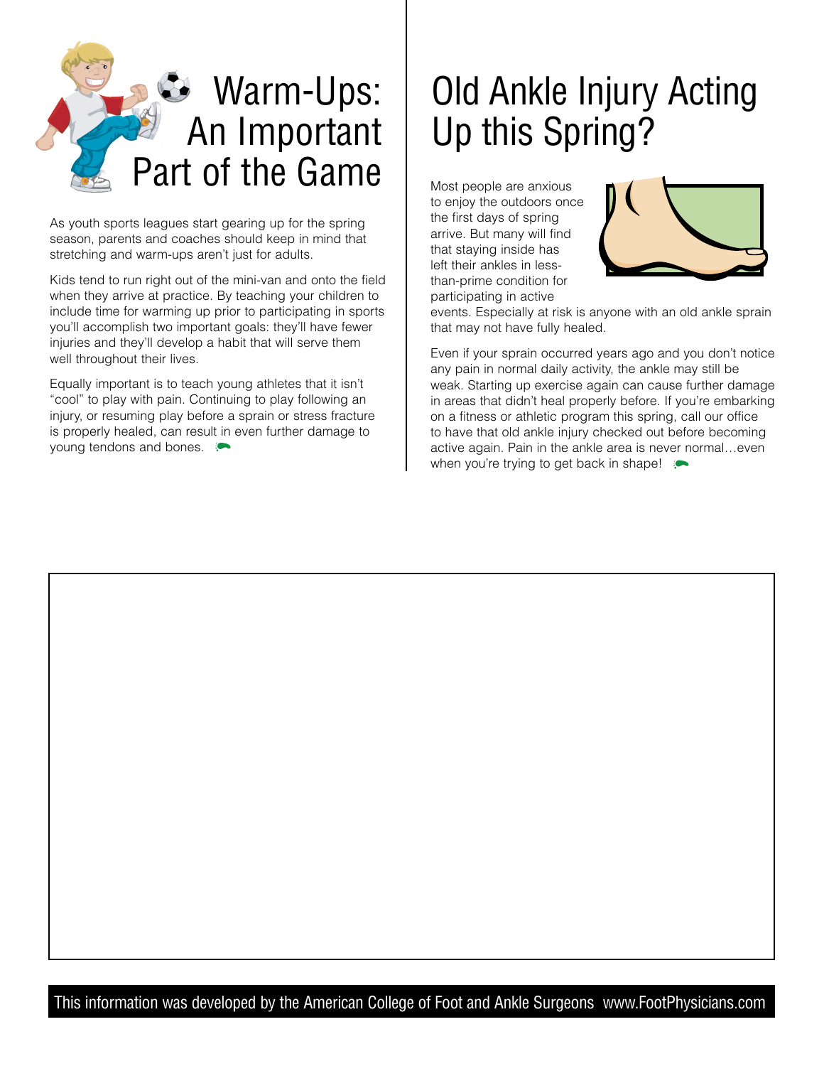# Warm-Ups: An Important Part of the Game

As youth sports leagues start gearing up for the spring season, parents and coaches should keep in mind that stretching and warm-ups aren't just for adults.

Kids tend to run right out of the mini-van and onto the field when they arrive at practice. By teaching your children to include time for warming up prior to participating in sports you'll accomplish two important goals: they'll have fewer injuries and they'll develop a habit that will serve them well throughout their lives.

Equally important is to teach young athletes that it isn't "cool" to play with pain. Continuing to play following an injury, or resuming play before a sprain or stress fracture is properly healed, can result in even further damage to young tendons and bones.

# Old Ankle Injury Acting Up this Spring?

Most people are anxious to enjoy the outdoors once the first days of spring arrive. But many will find that staying inside has left their ankles in less-than-prime condition for participating in active events. Especially at risk is anyone with an old ankle sprain that may not have fully healed.

Even if your sprain occurred years ago and you don't notice any pain in normal daily activity, the ankle may still be weak. Starting up exercise again can cause further damage in areas that didn't heal properly before. If you're embarking on a fitness or athletic program this spring, call our office to have that old ankle injury checked out before becoming active again. Pain in the ankle area is never normal…even when you're trying to get back in shape!

This information was developed by the American College of Foot and Ankle Surgeons www.FootPhysicians.com